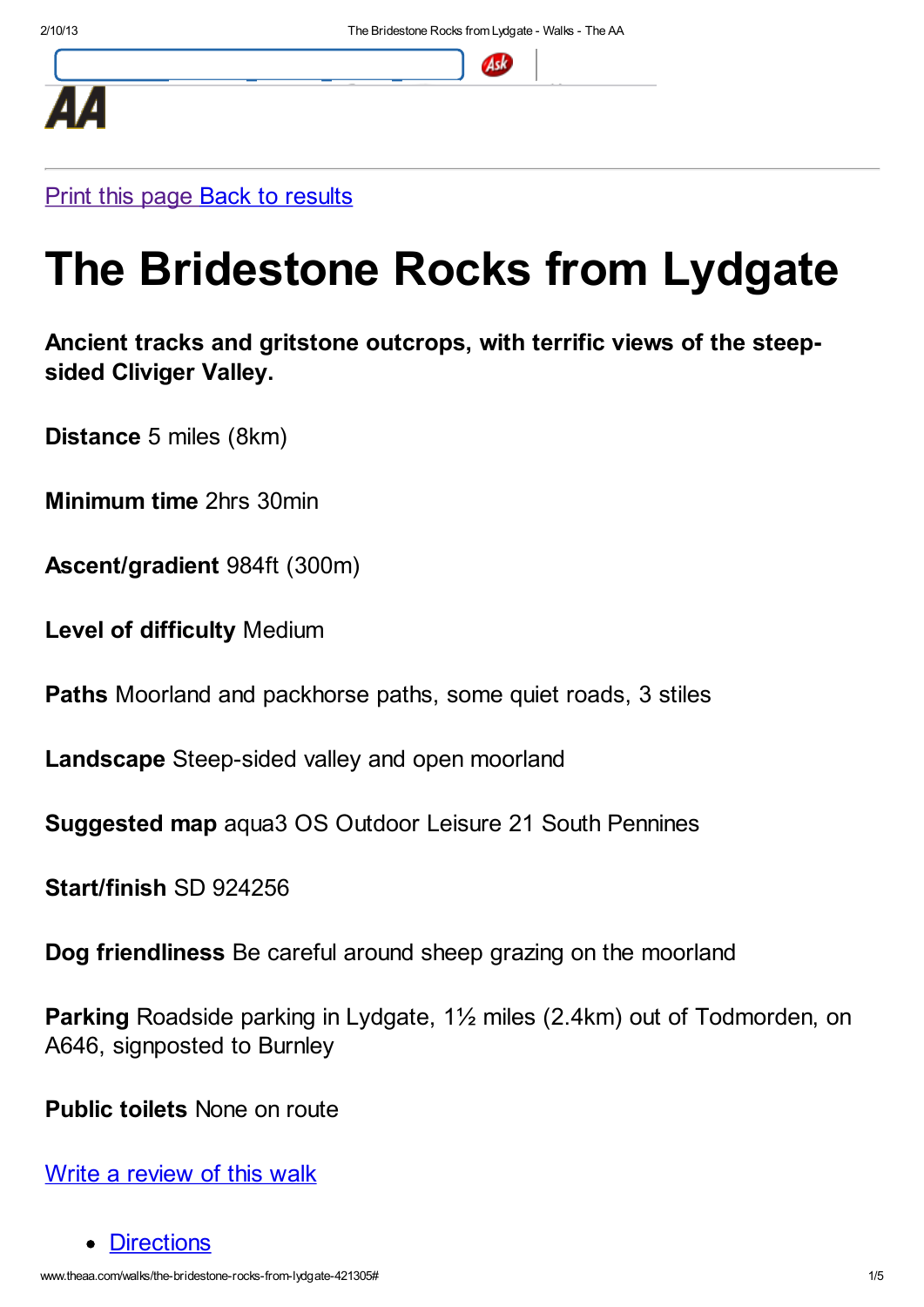Print this page Back to results

# The Bridestone Rocks from Lydgate

**Ancient tracks and gritstone outcrops, with terrific views of the steep-sided Cliviger Valley.**

**Distance** 5 miles (8km)

**Minimum time** 2hrs 30min

**Ascent/gradient** 984ft (300m)

**Level of difficulty** Medium

**Paths** Moorland and packhorse paths, some quiet roads, 3 stiles

**Landscape** Steep-sided valley and open moorland

**Suggested map** aqua3 OS Outdoor Leisure 21 South Pennines

**Start/finish** SD 924256

**Dog friendliness** Be careful around sheep grazing on the moorland

**Parking** Roadside parking in Lydgate, 1½ miles (2.4km) out of Todmorden, on A646, signposted to Burnley

**Public toilets** None on route

Write a review of this walk

- Directions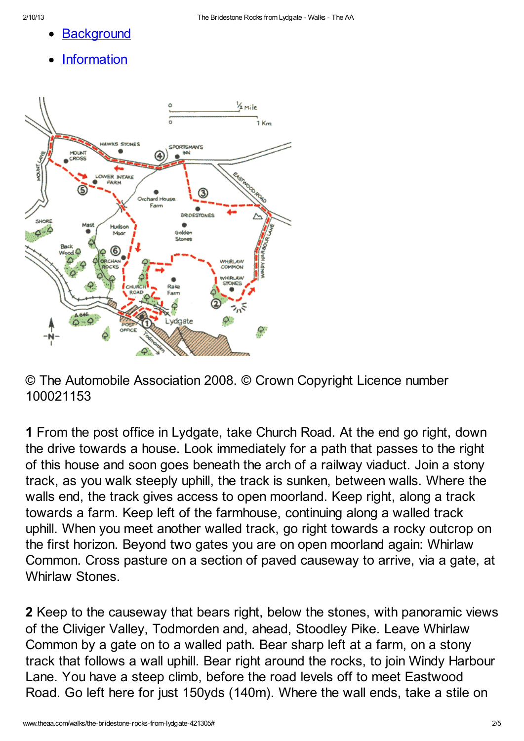- Background
- Information

© The Automobile Association 2008. © Crown Copyright Licence number 100021153

**1** From the post office in Lydgate, take Church Road. At the end go right, down the drive towards a house. Look immediately for a path that passes to the right of this house and soon goes beneath the arch of a railway viaduct. Join a stony track, as you walk steeply uphill, the track is sunken, between walls. Where the walls end, the track gives access to open moorland. Keep right, along a track towards a farm. Keep left of the farmhouse, continuing along a walled track uphill. When you meet another walled track, go right towards a rocky outcrop on the first horizon. Beyond two gates you are on open moorland again: Whirlaw Common. Cross pasture on a section of paved causeway to arrive, via a gate, at Whirlaw Stones.

**2** Keep to the causeway that bears right, below the stones, with panoramic views of the Cliviger Valley, Todmorden and, ahead, Stoodley Pike. Leave Whirlaw Common by a gate on to a walled path. Bear sharp left at a farm, on a stony track that follows a wall uphill. Bear right around the rocks, to join Windy Harbour Lane. You have a steep climb, before the road levels off to meet Eastwood Road. Go left here for just 150yds (140m). Where the wall ends, take a stile on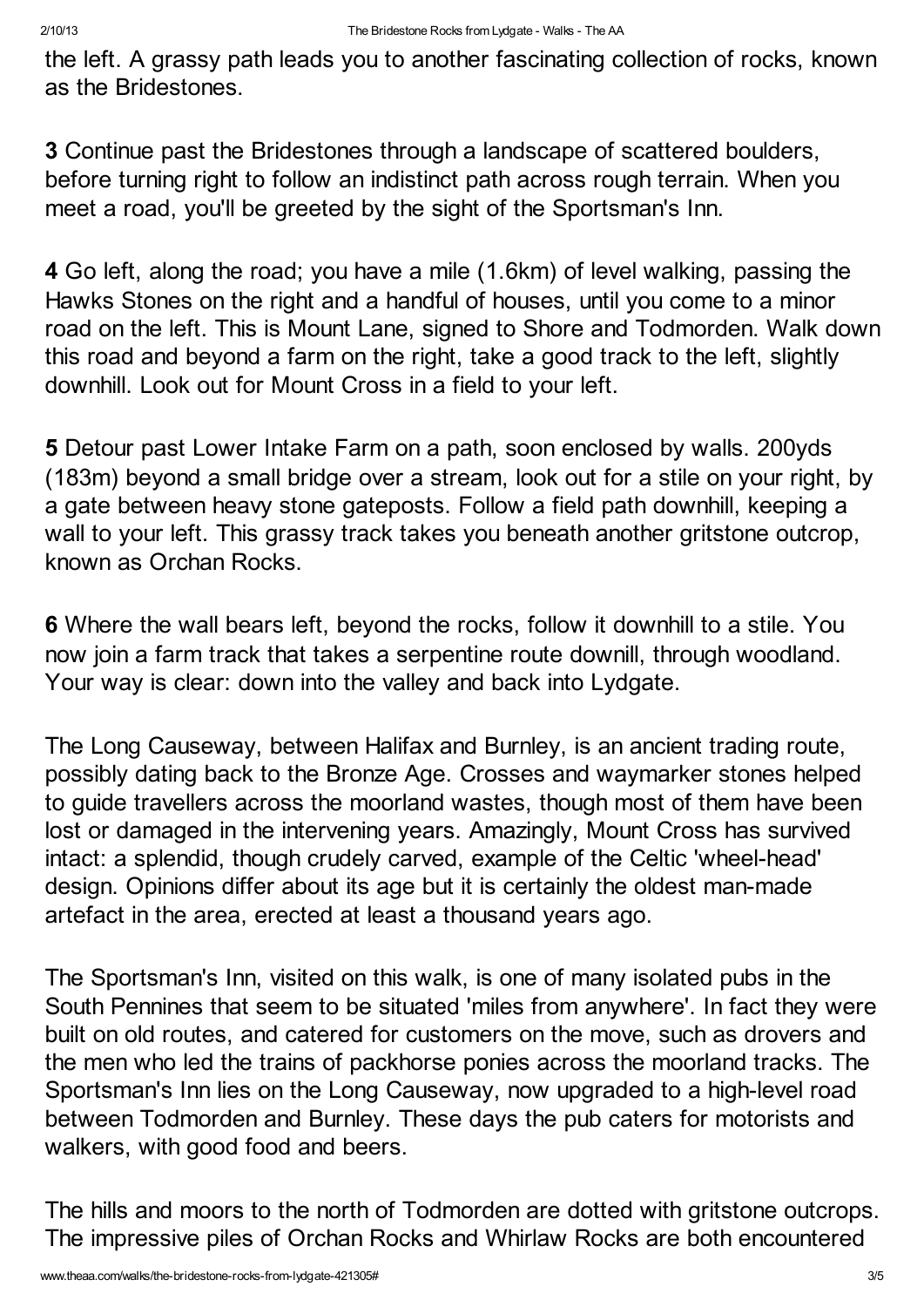the left. A grassy path leads you to another fascinating collection of rocks, known as the Bridestones.

**3** Continue past the Bridestones through a landscape of scattered boulders, before turning right to follow an indistinct path across rough terrain. When you meet a road, you'll be greeted by the sight of the Sportsman's Inn.

**4** Go left, along the road; you have a mile (1.6km) of level walking, passing the Hawks Stones on the right and a handful of houses, until you come to a minor road on the left. This is Mount Lane, signed to Shore and Todmorden. Walk down this road and beyond a farm on the right, take a good track to the left, slightly downhill. Look out for Mount Cross in a field to your left.

**5** Detour past Lower Intake Farm on a path, soon enclosed by walls. 200yds (183m) beyond a small bridge over a stream, look out for a stile on your right, by a gate between heavy stone gateposts. Follow a field path downhill, keeping a wall to your left. This grassy track takes you beneath another gritstone outcrop, known as Orchan Rocks.

**6** Where the wall bears left, beyond the rocks, follow it downhill to a stile. You now join a farm track that takes a serpentine route downill, through woodland. Your way is clear: down into the valley and back into Lydgate.

The Long Causeway, between Halifax and Burnley, is an ancient trading route, possibly dating back to the Bronze Age. Crosses and waymarker stones helped to guide travellers across the moorland wastes, though most of them have been lost or damaged in the intervening years. Amazingly, Mount Cross has survived intact: a splendid, though crudely carved, example of the Celtic 'wheel-head' design. Opinions differ about its age but it is certainly the oldest man-made artefact in the area, erected at least a thousand years ago.

The Sportsman's Inn, visited on this walk, is one of many isolated pubs in the South Pennines that seem to be situated 'miles from anywhere'. In fact they were built on old routes, and catered for customers on the move, such as drovers and the men who led the trains of packhorse ponies across the moorland tracks. The Sportsman's Inn lies on the Long Causeway, now upgraded to a high-level road between Todmorden and Burnley. These days the pub caters for motorists and walkers, with good food and beers.

The hills and moors to the north of Todmorden are dotted with gritstone outcrops. The impressive piles of Orchan Rocks and Whirlaw Rocks are both encountered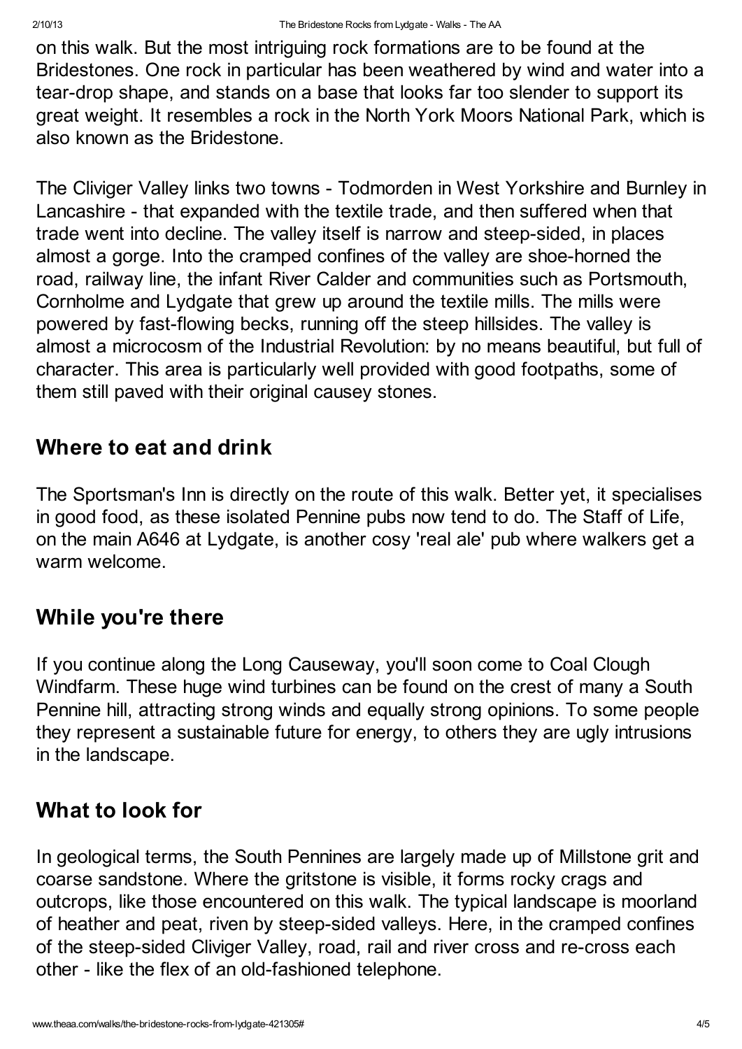on this walk. But the most intriguing rock formations are to be found at the Bridestones. One rock in particular has been weathered by wind and water into a tear-drop shape, and stands on a base that looks far too slender to support its great weight. It resembles a rock in the North York Moors National Park, which is also known as the Bridestone.

The Cliviger Valley links two towns - Todmorden in West Yorkshire and Burnley in Lancashire - that expanded with the textile trade, and then suffered when that trade went into decline. The valley itself is narrow and steep-sided, in places almost a gorge. Into the cramped confines of the valley are shoe-horned the road, railway line, the infant River Calder and communities such as Portsmouth, Cornholme and Lydgate that grew up around the textile mills. The mills were powered by fast-flowing becks, running off the steep hillsides. The valley is almost a microcosm of the Industrial Revolution: by no means beautiful, but full of character. This area is particularly well provided with good footpaths, some of them still paved with their original causey stones.

## Where to eat and drink

The Sportsman's Inn is directly on the route of this walk. Better yet, it specialises in good food, as these isolated Pennine pubs now tend to do. The Staff of Life, on the main A646 at Lydgate, is another cosy 'real ale' pub where walkers get a warm welcome.

## While you're there

If you continue along the Long Causeway, you'll soon come to Coal Clough Windfarm. These huge wind turbines can be found on the crest of many a South Pennine hill, attracting strong winds and equally strong opinions. To some people they represent a sustainable future for energy, to others they are ugly intrusions in the landscape.

## What to look for

In geological terms, the South Pennines are largely made up of Millstone grit and coarse sandstone. Where the gritstone is visible, it forms rocky crags and outcrops, like those encountered on this walk. The typical landscape is moorland of heather and peat, riven by steep-sided valleys. Here, in the cramped confines of the steep-sided Cliviger Valley, road, rail and river cross and re-cross each other - like the flex of an old-fashioned telephone.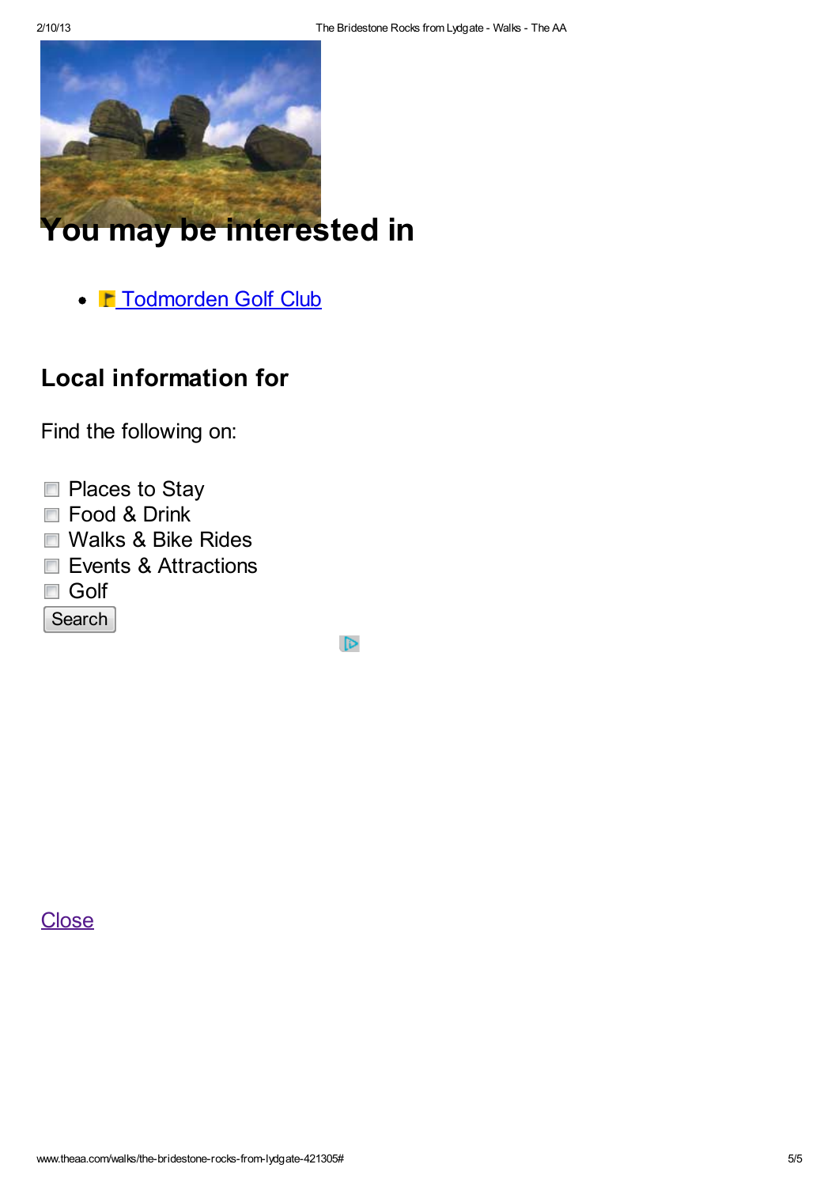## You may be interested in

- Todmorden Golf Club

### Local information for

Find the following on:

- Places to Stay
- Food & Drink
- Walks & Bike Rides
- Events & Attractions
- Golf

Search

Close